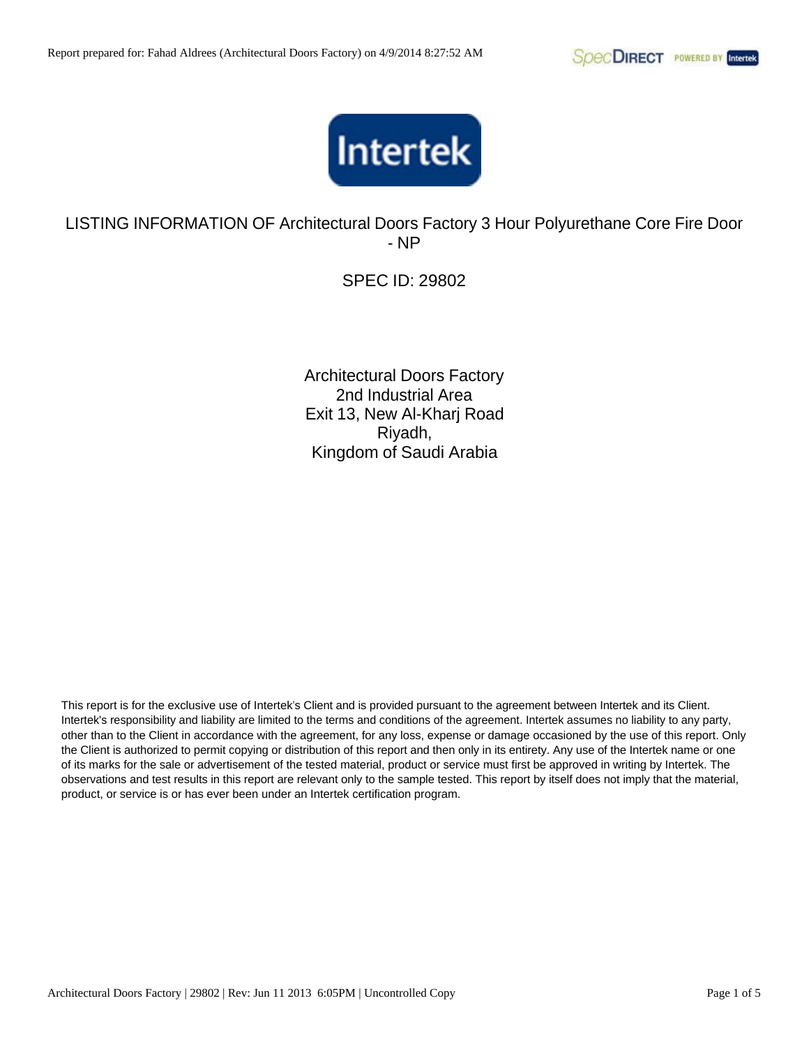Report prepared for: Fahad Aldrees (Architectural Doors Factory) on 4/9/2014 8:27:52 AM

Intertek

# LISTING INFORMATION OF Architectural Doors Factory 3 Hour Polyurethane Core Fire Door - NP

## SPEC ID: 29802

Architectural Doors Factory
2nd Industrial Area
Exit 13, New Al-Kharj Road
Riyadh,
Kingdom of Saudi Arabia

This report is for the exclusive use of Intertek's Client and is provided pursuant to the agreement between Intertek and its Client. Intertek's responsibility and liability are limited to the terms and conditions of the agreement. Intertek assumes no liability to any party, other than to the Client in accordance with the agreement, for any loss, expense or damage occasioned by the use of this report. Only the Client is authorized to permit copying or distribution of this report and then only in its entirety. Any use of the Intertek name or one of its marks for the sale or advertisement of the tested material, product or service must first be approved in writing by Intertek. The observations and test results in this report are relevant only to the sample tested. This report by itself does not imply that the material, product, or service is or has ever been under an Intertek certification program.

Architectural Doors Factory | 29802 | Rev: Jun 11 2013 6:05PM | Uncontrolled Copy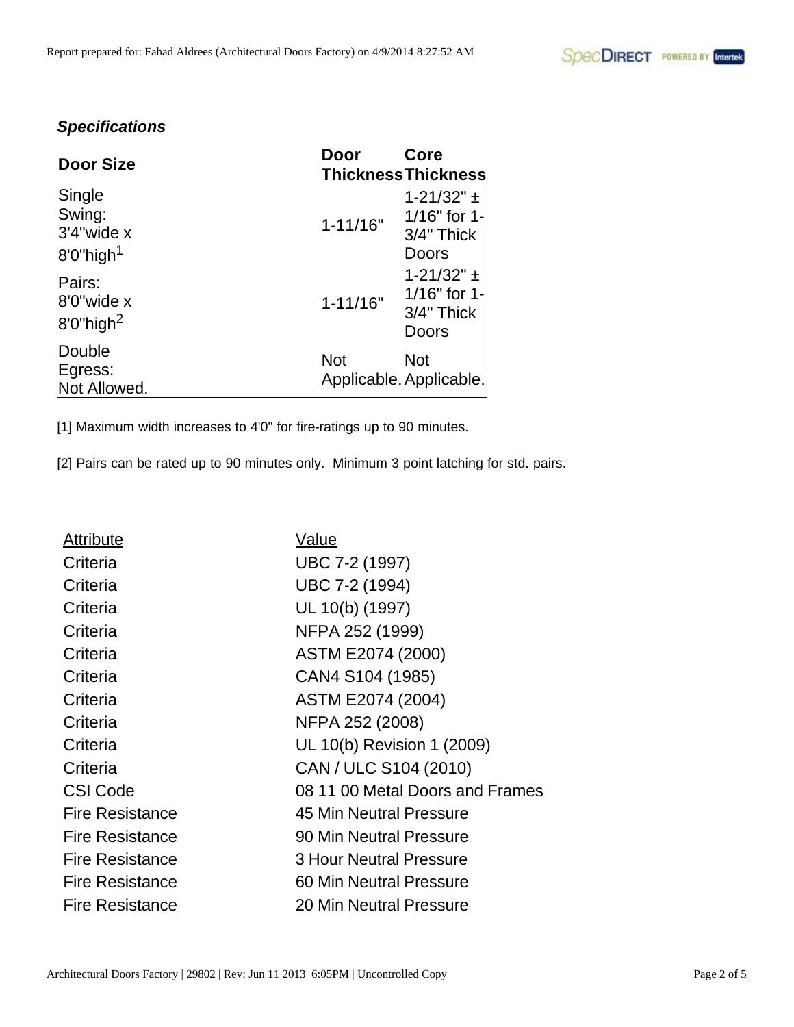### *Specifications*

| Door Size | Door Thickness | Core Thickness |
|---|---|---|
| Single Swing: 3'4"wide x 8'0"high[1] | 1-11/16" | 1-21/32" ± 1/16" for 1-3/4" Thick Doors |
| Pairs: 8'0"wide x 8'0"high[2] | 1-11/16" | 1-21/32" ± 1/16" for 1-3/4" Thick Doors |
| Double Egress: Not Allowed. | Not Applicable. | Not Applicable. |

[1] Maximum width increases to 4'0" for fire-ratings up to 90 minutes.

[2] Pairs can be rated up to 90 minutes only. Minimum 3 point latching for std. pairs.

| Attribute | Value |
|---|---|
| Criteria | UBC 7-2 (1997) |
| Criteria | UBC 7-2 (1994) |
| Criteria | UL 10(b) (1997) |
| Criteria | NFPA 252 (1999) |
| Criteria | ASTM E2074 (2000) |
| Criteria | CAN4 S104 (1985) |
| Criteria | ASTM E2074 (2004) |
| Criteria | NFPA 252 (2008) |
| Criteria | UL 10(b) Revision 1 (2009) |
| Criteria | CAN / ULC S104 (2010) |
| CSI Code | 08 11 00 Metal Doors and Frames |
| Fire Resistance | 45 Min Neutral Pressure |
| Fire Resistance | 90 Min Neutral Pressure |
| Fire Resistance | 3 Hour Neutral Pressure |
| Fire Resistance | 60 Min Neutral Pressure |
| Fire Resistance | 20 Min Neutral Pressure |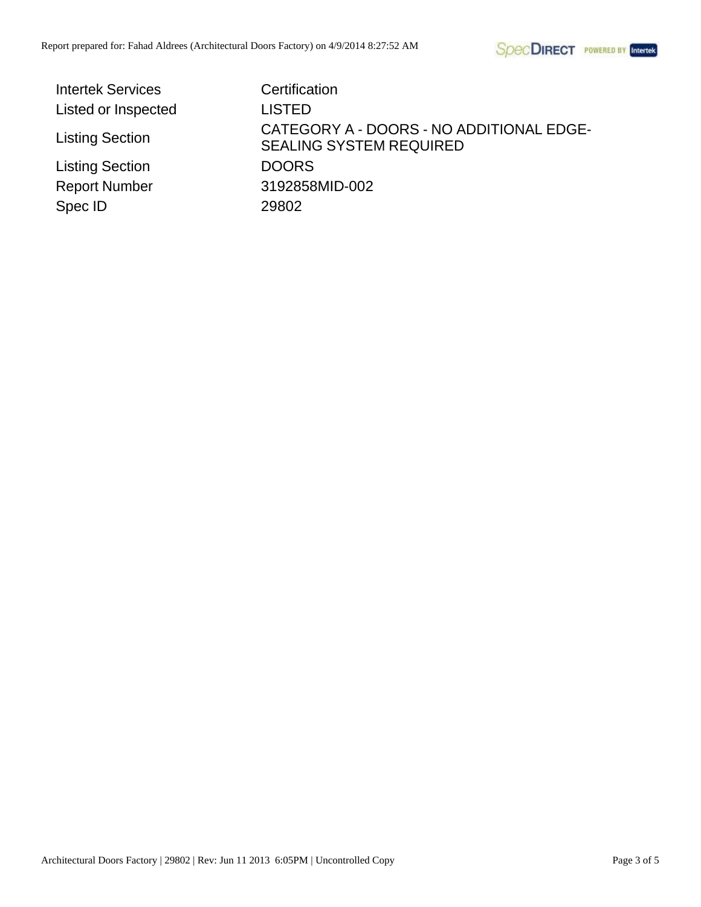| | |
|---|---|
| Intertek Services | Certification |
| Listed or Inspected | LISTED |
| Listing Section | CATEGORY A - DOORS - NO ADDITIONAL EDGE-SEALING SYSTEM REQUIRED |
| Listing Section | DOORS |
| Report Number | 3192858MID-002 |
| Spec ID | 29802 |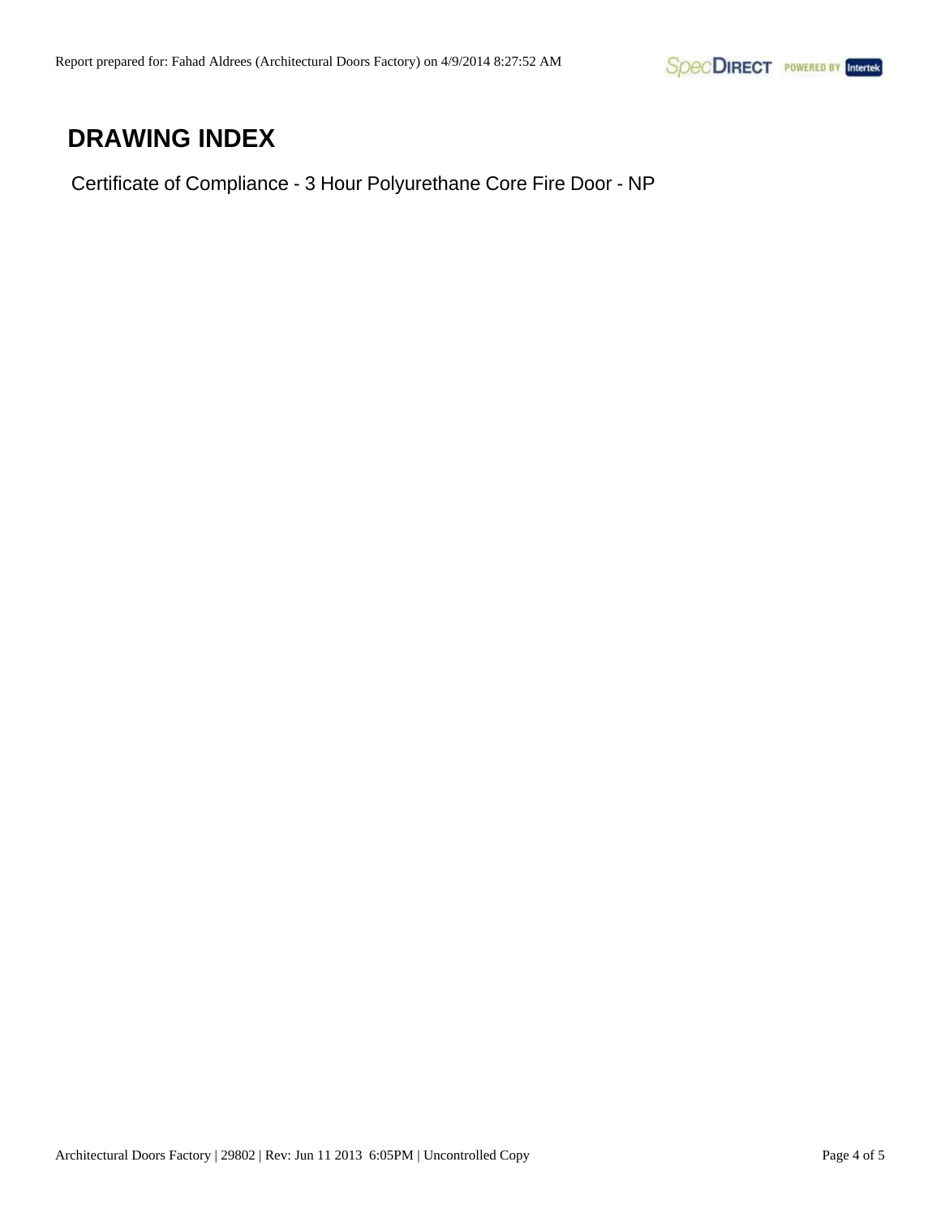# DRAWING INDEX

Certificate of Compliance - 3 Hour Polyurethane Core Fire Door - NP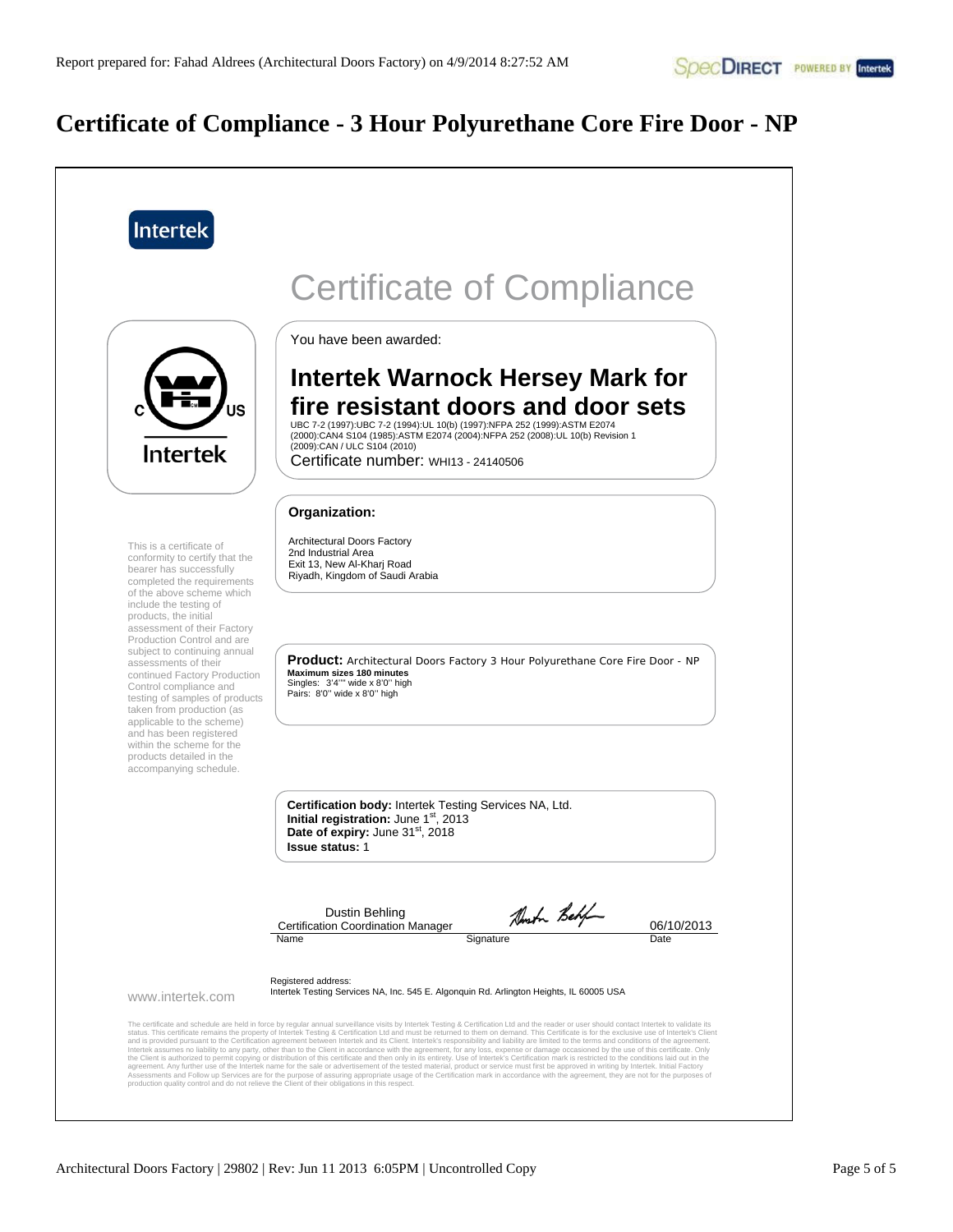# Certificate of Compliance - 3 Hour Polyurethane Core Fire Door - NP

Intertek

## Certificate of Compliance

c WH US
Intertek

This is a certificate of conformity to certify that the bearer has successfully completed the requirements of the above scheme which include the testing of products, the initial assessment of their Factory Production Control and are subject to continuing annual assessments of their continued Factory Production Control compliance and testing of samples of products taken from production (as applicable to the scheme) and has been registered within the scheme for the products detailed in the accompanying schedule.

You have been awarded:

### Intertek Warnock Hersey Mark for fire resistant doors and door sets

UBC 7-2 (1997):UBC 7-2 (1994):UL 10(b) (1997):NFPA 252 (1999):ASTM E2074 (2000):CAN4 S104 (1985):ASTM E2074 (2004):NFPA 252 (2008):UL 10(b) Revision 1 (2009):CAN / ULC S104 (2010)

Certificate number: WHI13 - 24140506

**Organization:**

Architectural Doors Factory
2nd Industrial Area
Exit 13, New Al-Kharj Road
Riyadh, Kingdom of Saudi Arabia

**Product:** Architectural Doors Factory 3 Hour Polyurethane Core Fire Door - NP
**Maximum sizes 180 minutes**
Singles: 3'4"" wide x 8'0" high
Pairs: 8'0" wide x 8'0" high

**Certification body:** Intertek Testing Services NA, Ltd.
**Initial registration:** June 1st, 2013
**Date of expiry:** June 31st, 2018
**Issue status:** 1

| Name | Signature | Date |
|---|---|---|
| Dustin Behling<br>Certification Coordination Manager | [signature] | 06/10/2013 |

www.intertek.com

Registered address:
Intertek Testing Services NA, Inc. 545 E. Algonquin Rd. Arlington Heights, IL 60005 USA

The certificate and schedule are held in force by regular annual surveillance visits by Intertek Testing & Certification Ltd and the reader or user should contact Intertek to validate its status. This certificate remains the property of Intertek Testing & Certification Ltd and must be returned to them on demand. This Certificate is for the exclusive use of Intertek's Client and is provided pursuant to the Certification agreement between Intertek and its Client. Intertek's responsibility and liability are limited to the terms and conditions of the agreement. Intertek assumes no liability to any party, other than to the Client in accordance with the agreement, for any loss, expense or damage occasioned by the use of this certificate. Only the Client is authorized to permit copying or distribution of this certificate and then only in its entirety. Use of Intertek's Certification mark is restricted to the conditions laid out in the agreement. Any further use of the Intertek name for the sale or advertisement of the tested material, product or service must first be approved in writing by Intertek. Initial Factory Assessments and Follow up Services are for the purpose of assuring appropriate usage of the Certification mark in accordance with the agreement, they are not for the purposes of production quality control and do not relieve the Client of their obligations in this respect.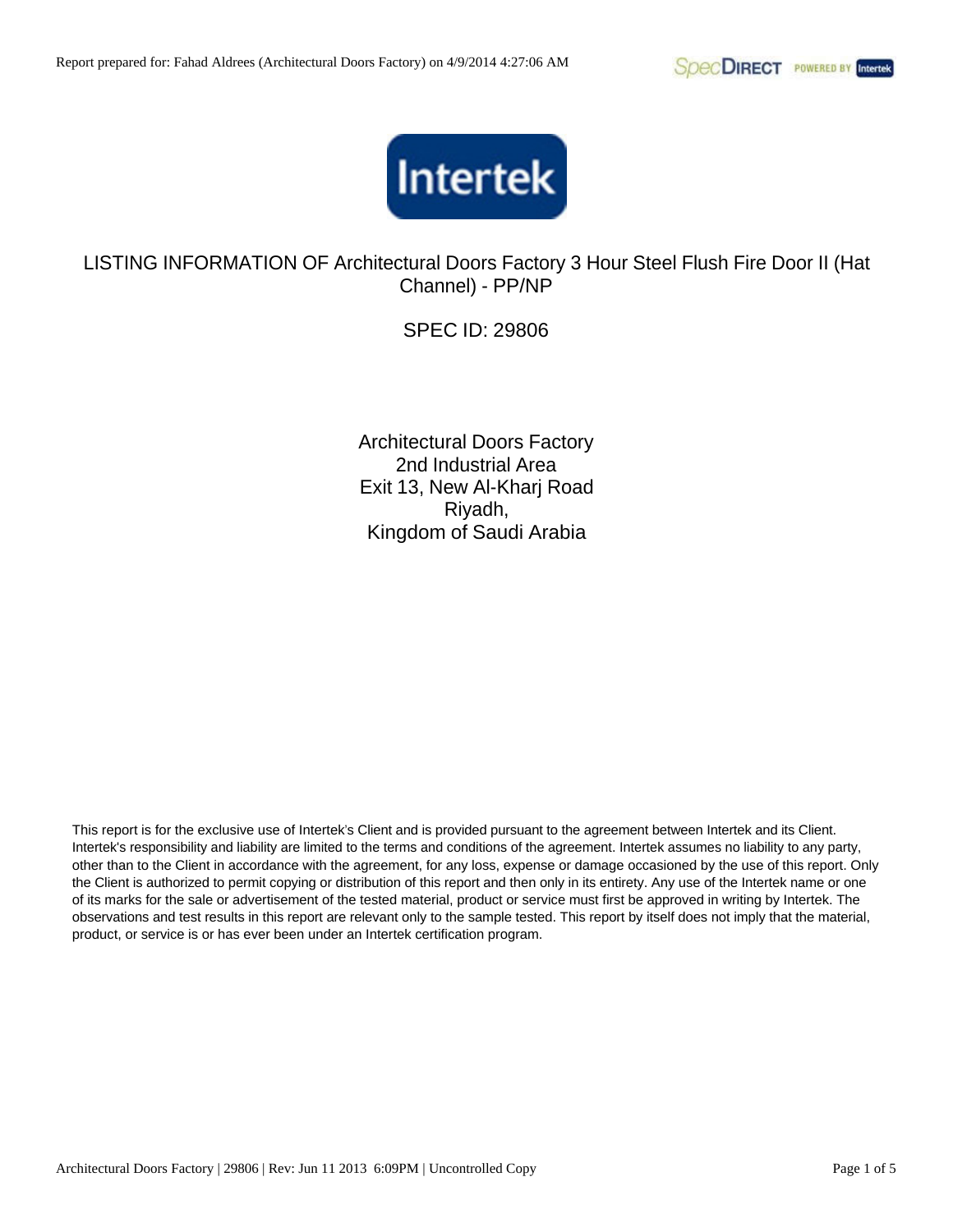Report prepared for: Fahad Aldrees (Architectural Doors Factory) on 4/9/2014 4:27:06 AM

Intertek

# LISTING INFORMATION OF Architectural Doors Factory 3 Hour Steel Flush Fire Door II (Hat Channel) - PP/NP

## SPEC ID: 29806

Architectural Doors Factory
2nd Industrial Area
Exit 13, New Al-Kharj Road
Riyadh,
Kingdom of Saudi Arabia

This report is for the exclusive use of Intertek's Client and is provided pursuant to the agreement between Intertek and its Client. Intertek's responsibility and liability are limited to the terms and conditions of the agreement. Intertek assumes no liability to any party, other than to the Client in accordance with the agreement, for any loss, expense or damage occasioned by the use of this report. Only the Client is authorized to permit copying or distribution of this report and then only in its entirety. Any use of the Intertek name or one of its marks for the sale or advertisement of the tested material, product or service must first be approved in writing by Intertek. The observations and test results in this report are relevant only to the sample tested. This report by itself does not imply that the material, product, or service is or has ever been under an Intertek certification program.

Architectural Doors Factory | 29806 | Rev: Jun 11 2013 6:09PM | Uncontrolled Copy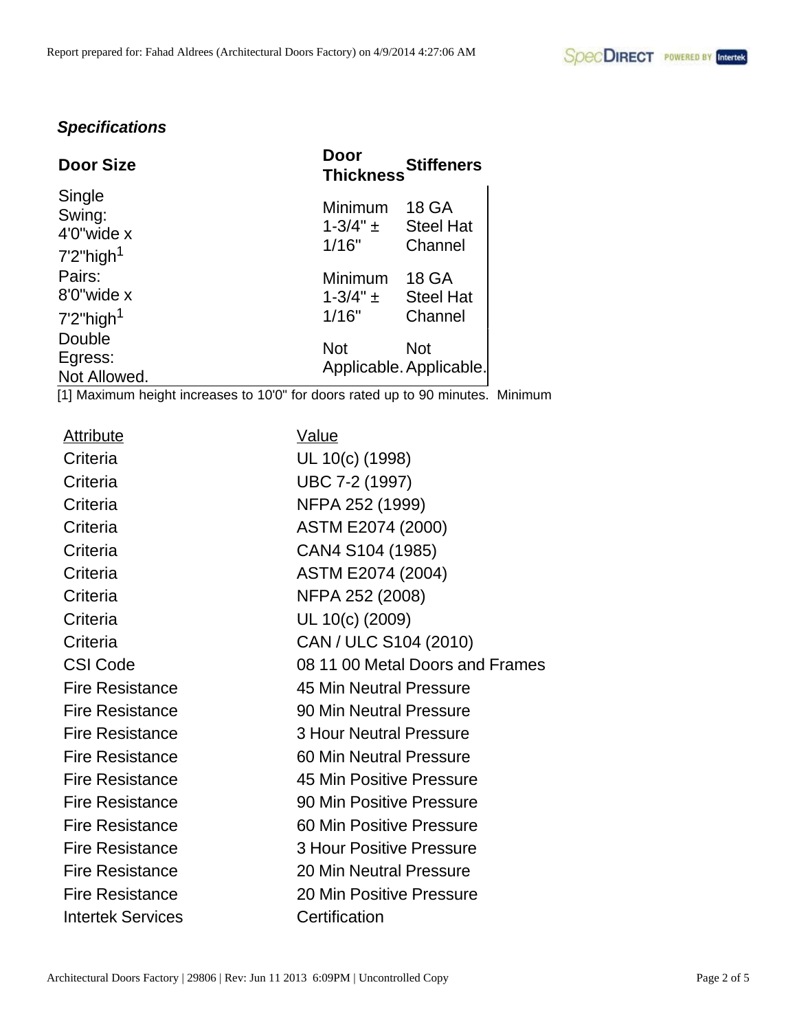## *Specifications*

| Door Size | Door Thickness | Stiffeners |
|---|---|---|
| Single Swing: 4'0"wide x 7'2"high[1] | Minimum 1-3/4" ± 1/16" | 18 GA Steel Hat Channel |
| Pairs: 8'0"wide x 7'2"high[1] | Minimum 1-3/4" ± 1/16" | 18 GA Steel Hat Channel |
| Double Egress: Not Allowed. | Not Applicable. | Not Applicable. |

[1] Maximum height increases to 10'0" for doors rated up to 90 minutes. Minimum

| Attribute | Value |
|---|---|
| Criteria | UL 10(c) (1998) |
| Criteria | UBC 7-2 (1997) |
| Criteria | NFPA 252 (1999) |
| Criteria | ASTM E2074 (2000) |
| Criteria | CAN4 S104 (1985) |
| Criteria | ASTM E2074 (2004) |
| Criteria | NFPA 252 (2008) |
| Criteria | UL 10(c) (2009) |
| Criteria | CAN / ULC S104 (2010) |
| CSI Code | 08 11 00 Metal Doors and Frames |
| Fire Resistance | 45 Min Neutral Pressure |
| Fire Resistance | 90 Min Neutral Pressure |
| Fire Resistance | 3 Hour Neutral Pressure |
| Fire Resistance | 60 Min Neutral Pressure |
| Fire Resistance | 45 Min Positive Pressure |
| Fire Resistance | 90 Min Positive Pressure |
| Fire Resistance | 60 Min Positive Pressure |
| Fire Resistance | 3 Hour Positive Pressure |
| Fire Resistance | 20 Min Neutral Pressure |
| Fire Resistance | 20 Min Positive Pressure |
| Intertek Services | Certification |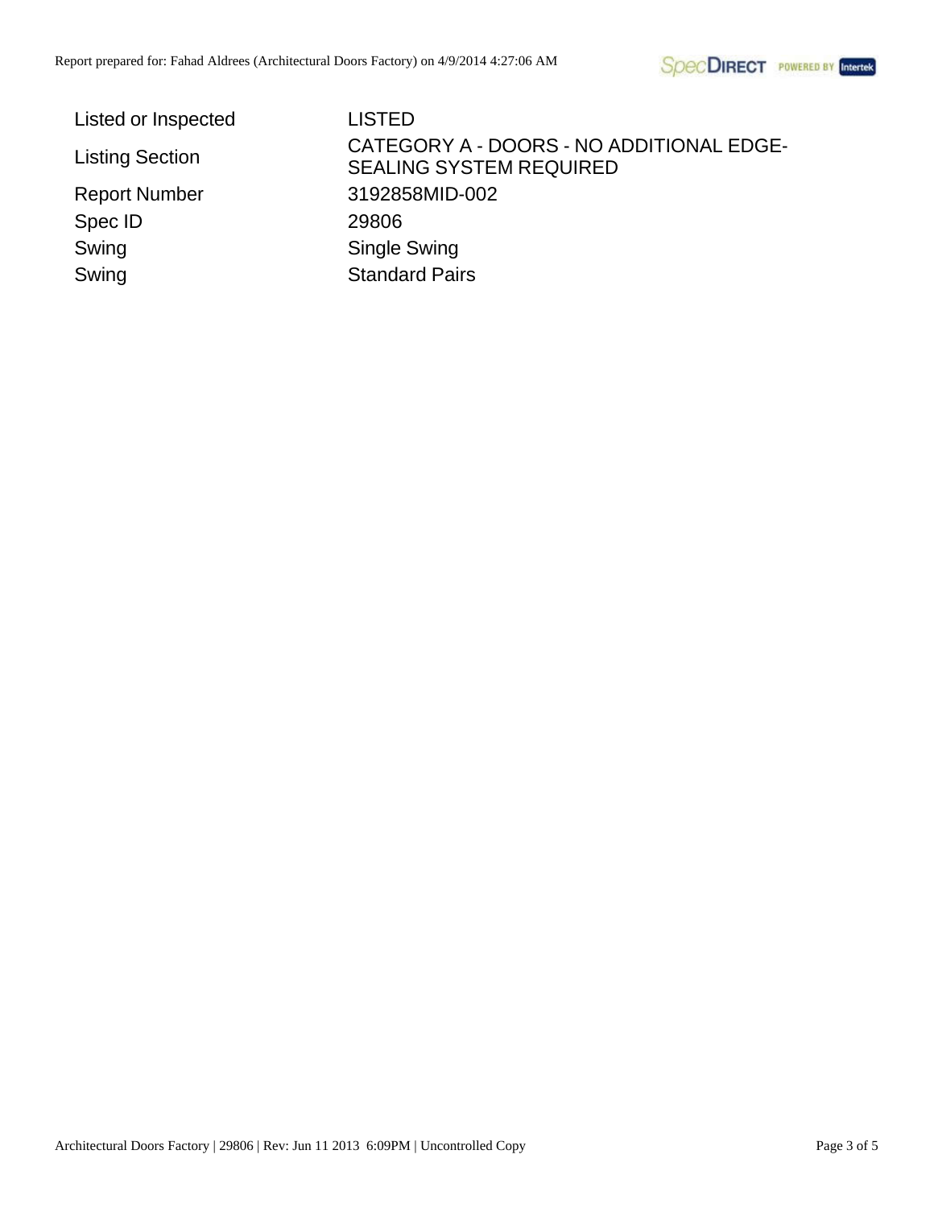| | |
|---|---|
| Listed or Inspected | LISTED |
| Listing Section | CATEGORY A - DOORS - NO ADDITIONAL EDGE-SEALING SYSTEM REQUIRED |
| Report Number | 3192858MID-002 |
| Spec ID | 29806 |
| Swing | Single Swing |
| Swing | Standard Pairs |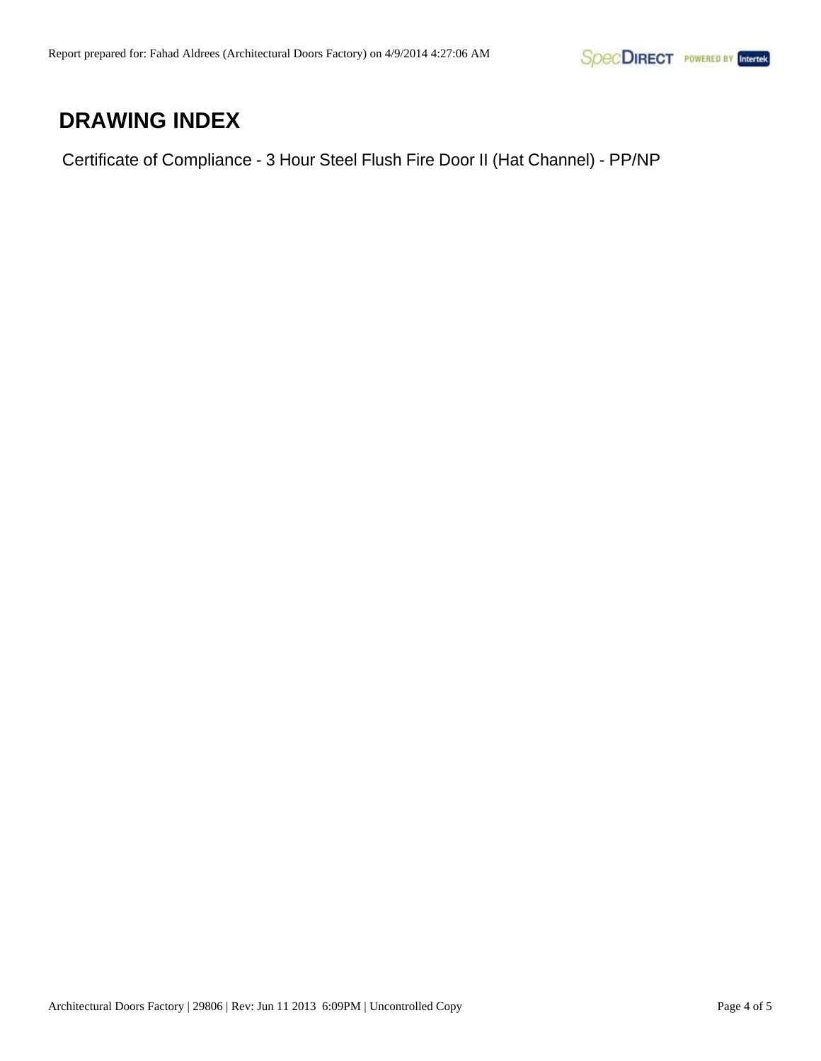# DRAWING INDEX

Certificate of Compliance - 3 Hour Steel Flush Fire Door II (Hat Channel) - PP/NP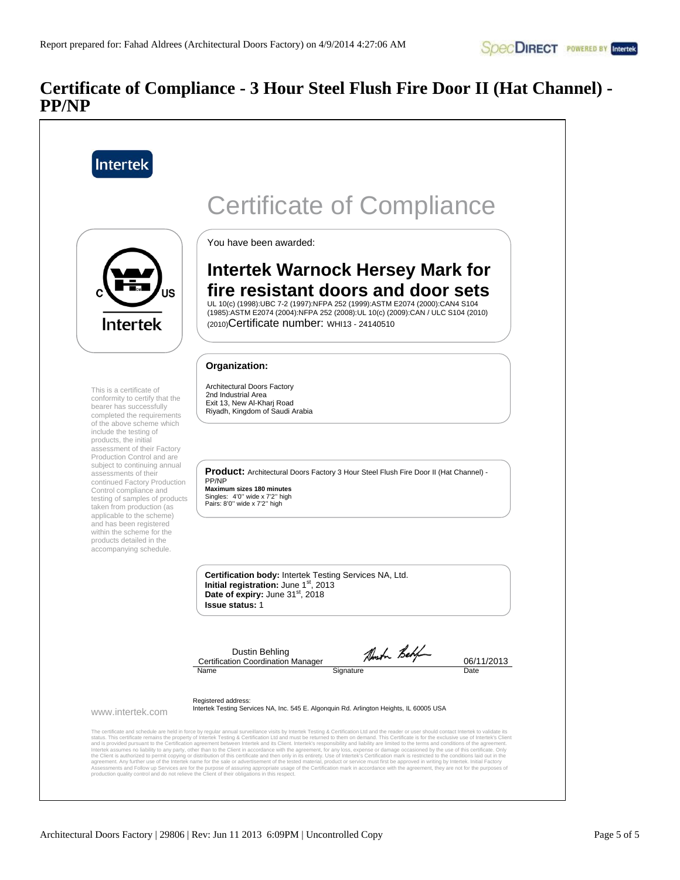# Certificate of Compliance - 3 Hour Steel Flush Fire Door II (Hat Channel) - PP/NP

Intertek

## Certificate of Compliance

You have been awarded:

### Intertek Warnock Hersey Mark for fire resistant doors and door sets

UL 10(c) (1998):UBC 7-2 (1997):NFPA 252 (1999):ASTM E2074 (2000):CAN4 S104 (1985):ASTM E2074 (2004):NFPA 252 (2008):UL 10(c) (2009):CAN / ULC S104 (2010) (2010)Certificate number: WHI13 - 24140510

C US
Intertek

This is a certificate of conformity to certify that the bearer has successfully completed the requirements of the above scheme which include the testing of products, the initial assessment of their Factory Production Control and are subject to continuing annual assessments of their continued Factory Production Control compliance and testing of samples of products taken from production (as applicable to the scheme) and has been registered within the scheme for the products detailed in the accompanying schedule.

**Organization:**

Architectural Doors Factory
2nd Industrial Area
Exit 13, New Al-Kharj Road
Riyadh, Kingdom of Saudi Arabia

**Product:** Architectural Doors Factory 3 Hour Steel Flush Fire Door II (Hat Channel) - PP/NP

**Maximum sizes 180 minutes**
Singles: 4'0" wide x 7'2" high
Pairs: 8'0" wide x 7'2" high

**Certification body:** Intertek Testing Services NA, Ltd.
**Initial registration:** June 1st, 2013
**Date of expiry:** June 31st, 2018
**Issue status:** 1

| Name | Signature | Date |
|---|---|---|
| Dustin Behling<br>Certification Coordination Manager | [signature] | 06/11/2013 |

www.intertek.com

Registered address:
Intertek Testing Services NA, Inc. 545 E. Algonquin Rd. Arlington Heights, IL 60005 USA

The certificate and schedule are held in force by regular annual surveillance visits by Intertek Testing & Certification Ltd and the reader or user should contact Intertek to validate its status. This certificate remains the property of Intertek Testing & Certification Ltd and must be returned to them on demand. This Certificate is for the exclusive use of Intertek's Client and is provided pursuant to the Certification agreement between Intertek and its Client. Intertek's responsibility and liability are limited to the terms and conditions of the agreement. Intertek assumes no liability to any party, other than to the Client in accordance with the agreement, for any loss, expense or damage occasioned by the use of this certificate. Only the Client is authorized to permit copying or distribution of this certificate and then only in its entirety. Use of Intertek's Certification mark is restricted to the conditions laid out in the agreement. Any further use of the Intertek name for the sale or advertisement of the tested material, product or service must first be approved in writing by Intertek. Initial Factory Assessments and Follow up Services are for the purpose of assuring appropriate usage of the Certification mark in accordance with the agreement, they are not for the purposes of production quality control and do not relieve the Client of their obligations in this respect.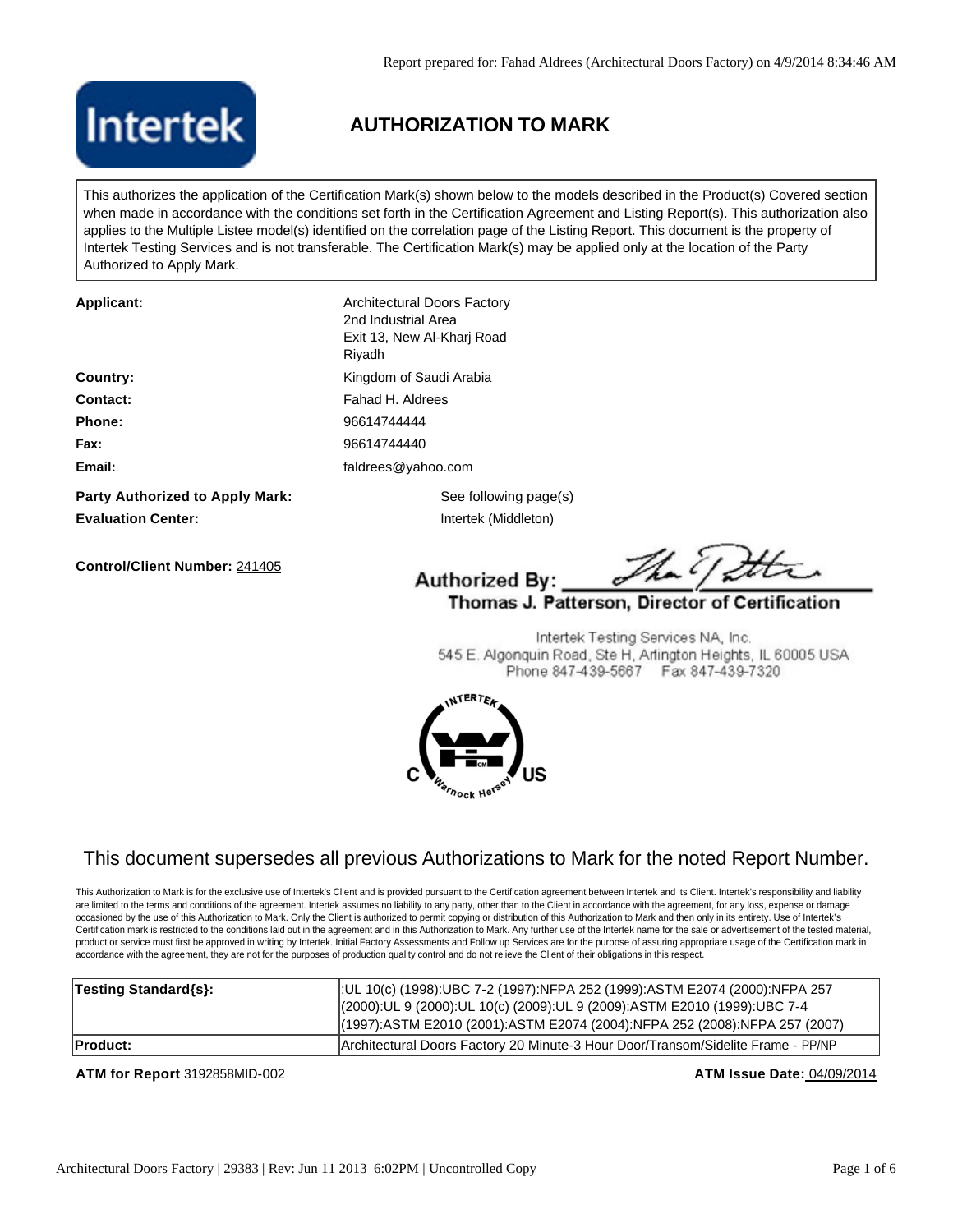# AUTHORIZATION TO MARK

This authorizes the application of the Certification Mark(s) shown below to the models described in the Product(s) Covered section when made in accordance with the conditions set forth in the Certification Agreement and Listing Report(s). This authorization also applies to the Multiple Listee model(s) identified on the correlation page of the Listing Report. This document is the property of Intertek Testing Services and is not transferable. The Certification Mark(s) may be applied only at the location of the Party Authorized to Apply Mark.

| | |
|---|---|
| **Applicant:** | Architectural Doors Factory<br>2nd Industrial Area<br>Exit 13, New Al-Kharj Road<br>Riyadh |
| **Country:** | Kingdom of Saudi Arabia |
| **Contact:** | Fahad H. Aldrees |
| **Phone:** | 96614744444 |
| **Fax:** | 96614744440 |
| **Email:** | faldrees@yahoo.com |
| **Party Authorized to Apply Mark:** | See following page(s) |
| **Evaluation Center:** | Intertek (Middleton) |

**Control/Client Number:** 241405

**Authorized By:**
Thomas J. Patterson, Director of Certification

Intertek Testing Services NA, Inc.
545 E. Algonquin Road, Ste H, Arlington Heights, IL 60005 USA
Phone 847-439-5667 Fax 847-439-7320

C INTERTEK Warnock Hersey US

This document supersedes all previous Authorizations to Mark for the noted Report Number.

This Authorization to Mark is for the exclusive use of Intertek's Client and is provided pursuant to the Certification agreement between Intertek and its Client. Intertek's responsibility and liability are limited to the terms and conditions of the agreement. Intertek assumes no liability to any party, other than to the Client in accordance with the agreement, for any loss, expense or damage occasioned by the use of this Authorization to Mark. Only the Client is authorized to permit copying or distribution of this Authorization to Mark and then only in its entirety. Use of Intertek's Certification mark is restricted to the conditions laid out in the agreement and in this Authorization to Mark. Any further use of the Intertek name for the sale or advertisement of the tested material, product or service must first be approved in writing by Intertek. Initial Factory Assessments and Follow up Services are for the purpose of assuring appropriate usage of the Certification mark in accordance with the agreement, they are not for the purposes of production quality control and do not relieve the Client of their obligations in this respect.

| | |
|---|---|
| **Testing Standard{s}:** | :UL 10(c) (1998):UBC 7-2 (1997):NFPA 252 (1999):ASTM E2074 (2000):NFPA 257 (2000):UL 9 (2000):UL 10(c) (2009):UL 9 (2009):ASTM E2010 (1999):UBC 7-4 (1997):ASTM E2010 (2001):ASTM E2074 (2004):NFPA 252 (2008):NFPA 257 (2007) |
| **Product:** | Architectural Doors Factory 20 Minute-3 Hour Door/Transom/Sidelite Frame - PP/NP |

**ATM for Report** 3192858MID-002 **ATM Issue Date:** 04/09/2014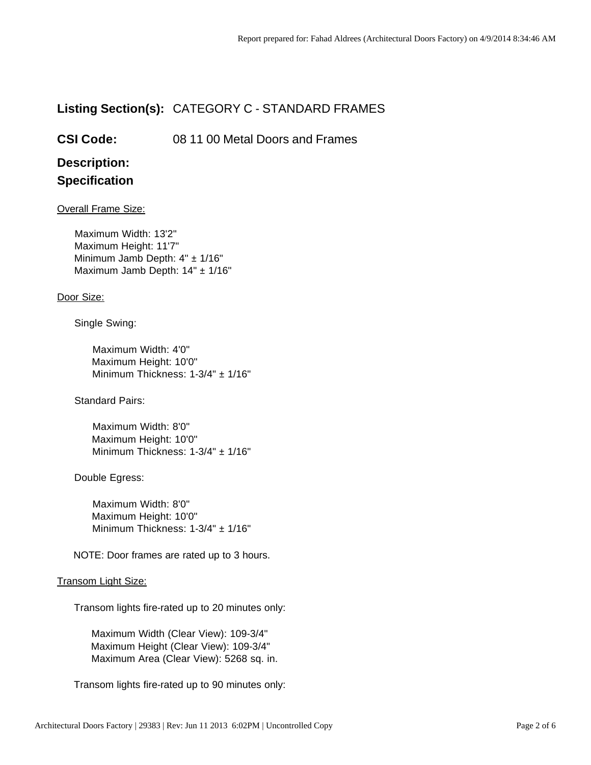**Listing Section(s):** CATEGORY C - STANDARD FRAMES

**CSI Code:** 08 11 00 Metal Doors and Frames

**Description:**

**Specification**

Overall Frame Size:

- Maximum Width: 13'2"
- Maximum Height: 11'7"
- Minimum Jamb Depth: 4" ± 1/16"
- Maximum Jamb Depth: 14" ± 1/16"

Door Size:

Single Swing:

- Maximum Width: 4'0"
- Maximum Height: 10'0"
- Minimum Thickness: 1-3/4" ± 1/16"

Standard Pairs:

- Maximum Width: 8'0"
- Maximum Height: 10'0"
- Minimum Thickness: 1-3/4" ± 1/16"

Double Egress:

- Maximum Width: 8'0"
- Maximum Height: 10'0"
- Minimum Thickness: 1-3/4" ± 1/16"

NOTE: Door frames are rated up to 3 hours.

Transom Light Size:

Transom lights fire-rated up to 20 minutes only:

- Maximum Width (Clear View): 109-3/4"
- Maximum Height (Clear View): 109-3/4"
- Maximum Area (Clear View): 5268 sq. in.

Transom lights fire-rated up to 90 minutes only: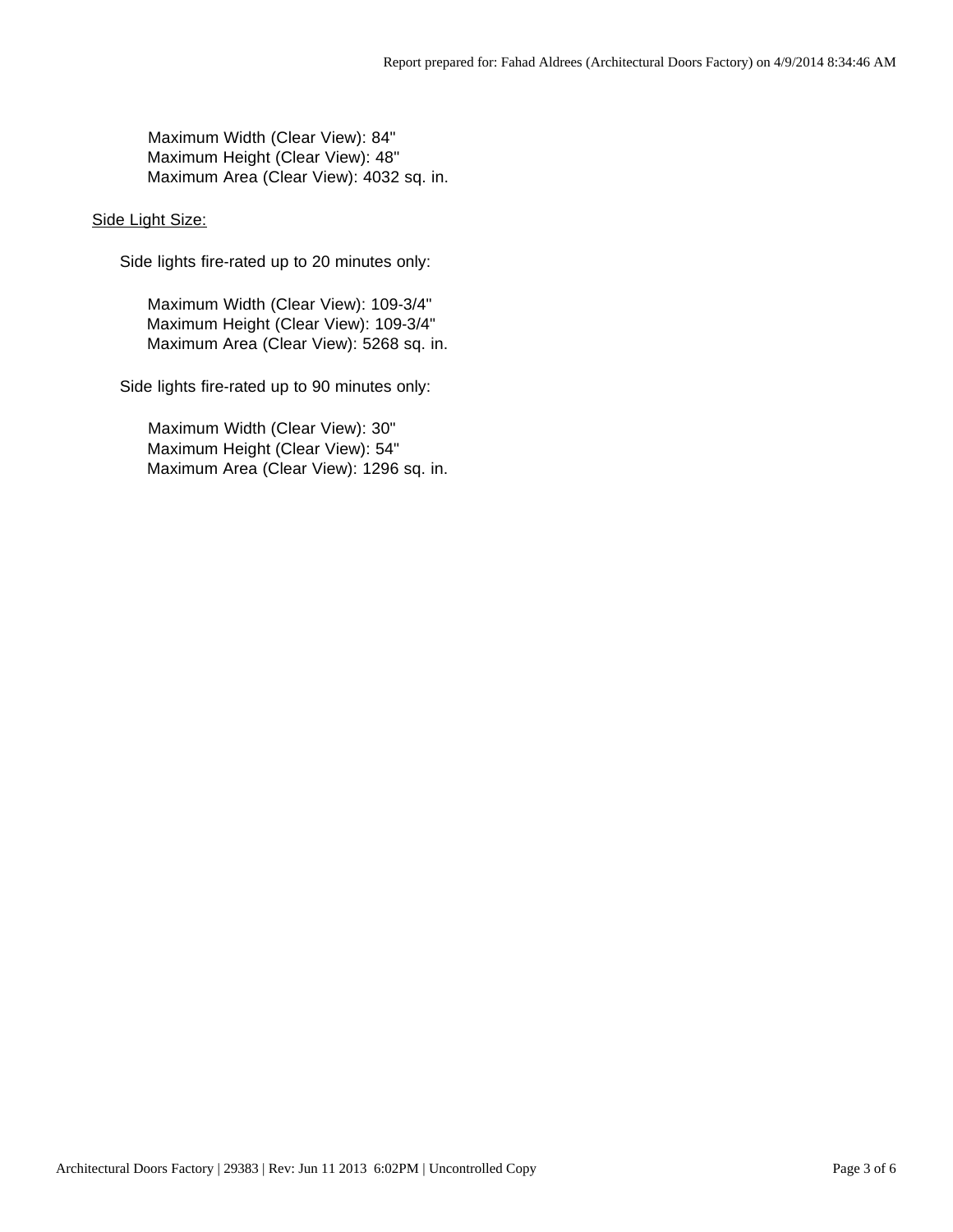Maximum Width (Clear View): 84"
Maximum Height (Clear View): 48"
Maximum Area (Clear View): 4032 sq. in.

<u>Side Light Size:</u>

Side lights fire-rated up to 20 minutes only:

Maximum Width (Clear View): 109-3/4"
Maximum Height (Clear View): 109-3/4"
Maximum Area (Clear View): 5268 sq. in.

Side lights fire-rated up to 90 minutes only:

Maximum Width (Clear View): 30"
Maximum Height (Clear View): 54"
Maximum Area (Clear View): 1296 sq. in.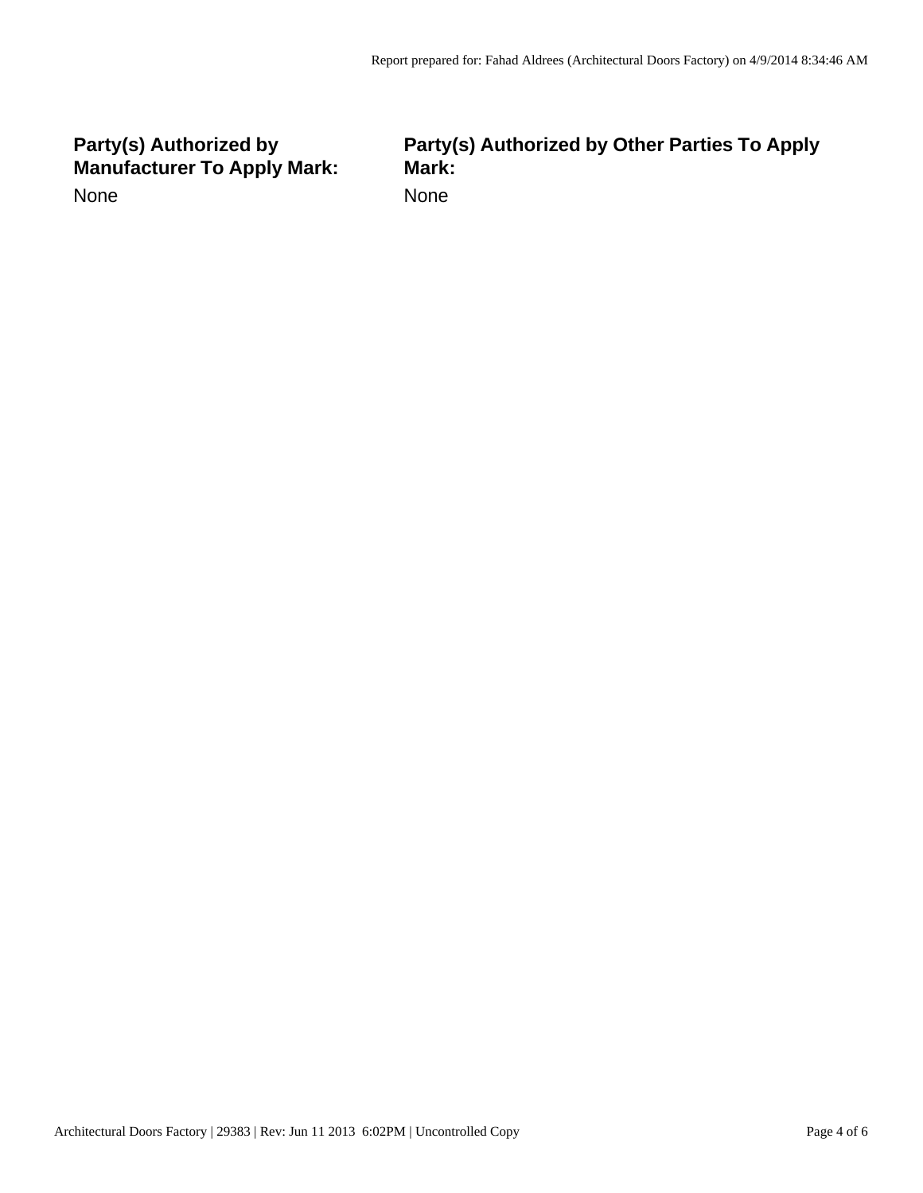**Party(s) Authorized by Manufacturer To Apply Mark:**

None

**Party(s) Authorized by Other Parties To Apply Mark:**

None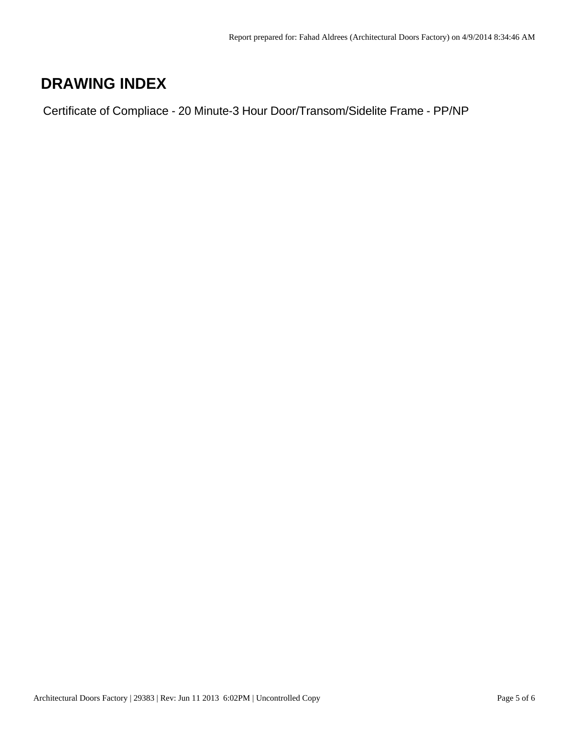# DRAWING INDEX

Certificate of Compliace - 20 Minute-3 Hour Door/Transom/Sidelite Frame - PP/NP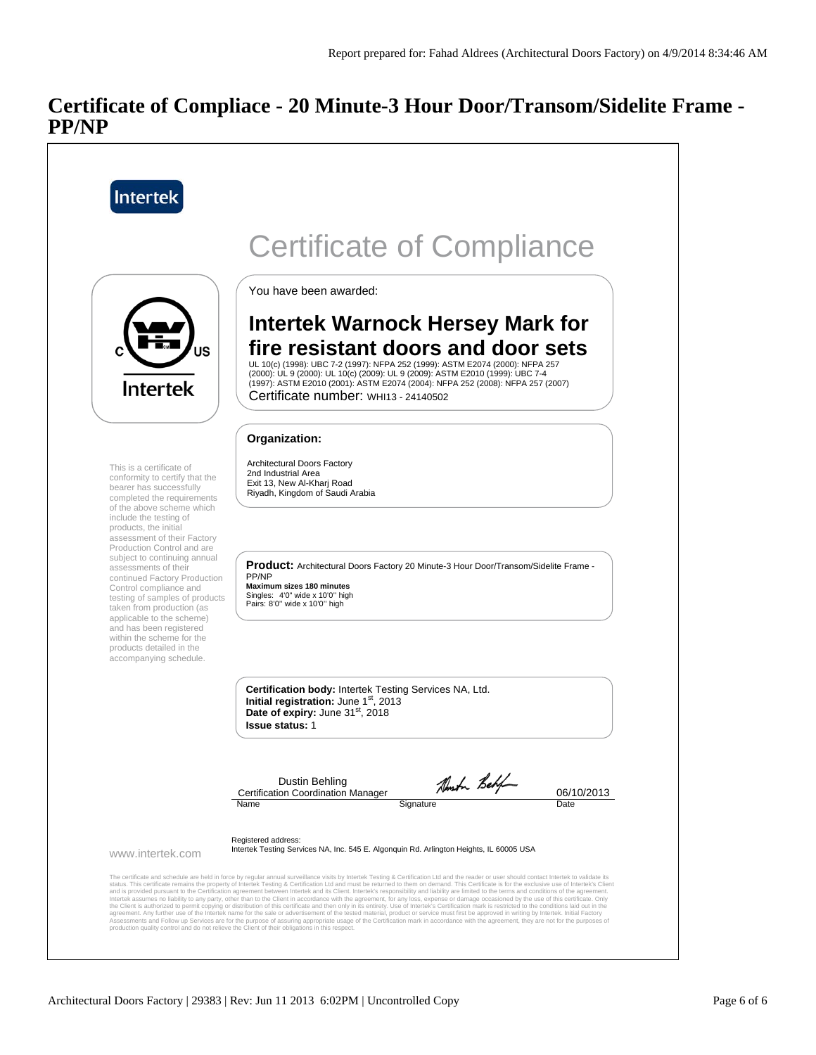# Certificate of Compliace - 20 Minute-3 Hour Door/Transom/Sidelite Frame - PP/NP

Intertek

## Certificate of Compliance

c US
Intertek

This is a certificate of conformity to certify that the bearer has successfully completed the requirements of the above scheme which include the testing of products, the initial assessment of their Factory Production Control and are subject to continuing annual assessments of their continued Factory Production Control compliance and testing of samples of products taken from production (as applicable to the scheme) and has been registered within the scheme for the products detailed in the accompanying schedule.

You have been awarded:

### Intertek Warnock Hersey Mark for fire resistant doors and door sets

UL 10(c) (1998): UBC 7-2 (1997): NFPA 252 (1999): ASTM E2074 (2000): NFPA 257 (2000): UL 9 (2000): UL 10(c) (2009): UL 9 (2009): ASTM E2010 (1999): UBC 7-4 (1997): ASTM E2010 (2001): ASTM E2074 (2004): NFPA 252 (2008): NFPA 257 (2007)

Certificate number: WHI13 - 24140502

**Organization:**

Architectural Doors Factory
2nd Industrial Area
Exit 13, New Al-Kharj Road
Riyadh, Kingdom of Saudi Arabia

**Product:** Architectural Doors Factory 20 Minute-3 Hour Door/Transom/Sidelite Frame - PP/NP
**Maximum sizes 180 minutes**
Singles: 4'0" wide x 10'0" high
Pairs: 8'0" wide x 10'0" high

**Certification body:** Intertek Testing Services NA, Ltd.
**Initial registration:** June 1st, 2013
**Date of expiry:** June 31st, 2018
**Issue status:** 1

| Name | Signature | Date |
|---|---|---|
| Dustin Behling<br>Certification Coordination Manager | [signature] | 06/10/2013 |

www.intertek.com

Registered address:
Intertek Testing Services NA, Inc. 545 E. Algonquin Rd. Arlington Heights, IL 60005 USA

The certificate and schedule are held in force by regular annual surveillance visits by Intertek Testing & Certification Ltd and the reader or user should contact Intertek to validate its status. This certificate remains the property of Intertek Testing & Certification Ltd and must be returned to them on demand. This Certificate is for the exclusive use of Intertek's Client and is provided pursuant to the Certification agreement between Intertek and its Client. Intertek's responsibility and liability are limited to the terms and conditions of the agreement. Intertek assumes no liability to any party, other than to the Client in accordance with the agreement, for any loss, expense or damage occasioned by the use of this certificate. Only the Client is authorized to permit copying or distribution of this certificate and then only in its entirety. Use of Intertek's Certification mark is restricted to the conditions laid out in the agreement. Any further use of the Intertek name for the sale or advertisement of the tested material, product or service must first be approved in writing by Intertek. Initial Factory Assessments and Follow up Services are for the purpose of assuring appropriate usage of the Certification mark in accordance with the agreement, they are not for the purposes of production quality control and do not relieve the Client of their obligations in this respect.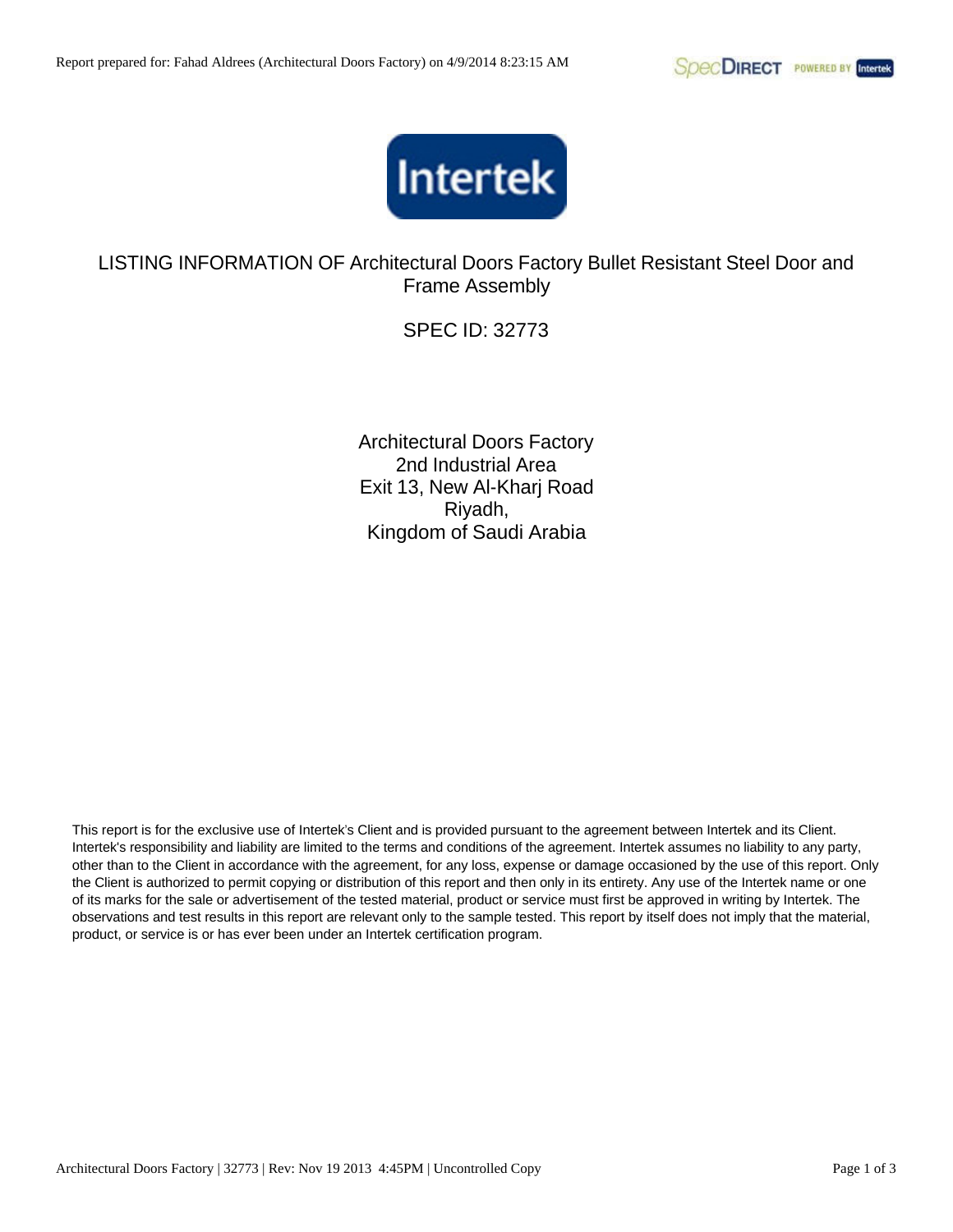Report prepared for: Fahad Aldrees (Architectural Doors Factory) on 4/9/2014 8:23:15 AM

Intertek

# LISTING INFORMATION OF Architectural Doors Factory Bullet Resistant Steel Door and Frame Assembly

## SPEC ID: 32773

Architectural Doors Factory
2nd Industrial Area
Exit 13, New Al-Kharj Road
Riyadh,
Kingdom of Saudi Arabia

This report is for the exclusive use of Intertek's Client and is provided pursuant to the agreement between Intertek and its Client. Intertek's responsibility and liability are limited to the terms and conditions of the agreement. Intertek assumes no liability to any party, other than to the Client in accordance with the agreement, for any loss, expense or damage occasioned by the use of this report. Only the Client is authorized to permit copying or distribution of this report and then only in its entirety. Any use of the Intertek name or one of its marks for the sale or advertisement of the tested material, product or service must first be approved in writing by Intertek. The observations and test results in this report are relevant only to the sample tested. This report by itself does not imply that the material, product, or service is or has ever been under an Intertek certification program.

Architectural Doors Factory | 32773 | Rev: Nov 19 2013 4:45PM | Uncontrolled Copy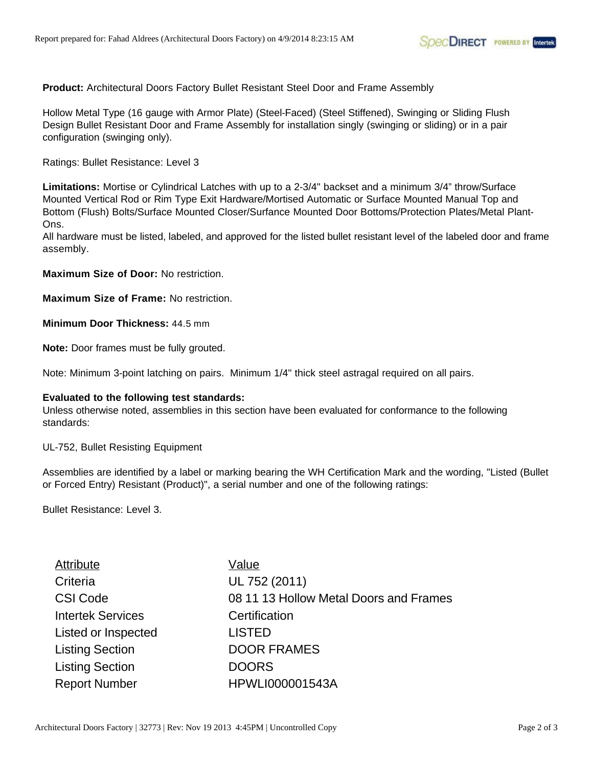**Product:** Architectural Doors Factory Bullet Resistant Steel Door and Frame Assembly

Hollow Metal Type (16 gauge with Armor Plate) (Steel-Faced) (Steel Stiffened), Swinging or Sliding Flush Design Bullet Resistant Door and Frame Assembly for installation singly (swinging or sliding) or in a pair configuration (swinging only).

Ratings: Bullet Resistance: Level 3

**Limitations:** Mortise or Cylindrical Latches with up to a 2-3/4" backset and a minimum 3/4" throw/Surface Mounted Vertical Rod or Rim Type Exit Hardware/Mortised Automatic or Surface Mounted Manual Top and Bottom (Flush) Bolts/Surface Mounted Closer/Surfance Mounted Door Bottoms/Protection Plates/Metal Plant-Ons.
All hardware must be listed, labeled, and approved for the listed bullet resistant level of the labeled door and frame assembly.

**Maximum Size of Door:** No restriction.

**Maximum Size of Frame:** No restriction.

**Minimum Door Thickness:** 44.5 mm

**Note:** Door frames must be fully grouted.

Note: Minimum 3-point latching on pairs. Minimum 1/4" thick steel astragal required on all pairs.

**Evaluated to the following test standards:**
Unless otherwise noted, assemblies in this section have been evaluated for conformance to the following standards:

UL-752, Bullet Resisting Equipment

Assemblies are identified by a label or marking bearing the WH Certification Mark and the wording, "Listed (Bullet or Forced Entry) Resistant (Product)", a serial number and one of the following ratings:

Bullet Resistance: Level 3.

| Attribute | Value |
|---|---|
| Criteria | UL 752 (2011) |
| CSI Code | 08 11 13 Hollow Metal Doors and Frames |
| Intertek Services | Certification |
| Listed or Inspected | LISTED |
| Listing Section | DOOR FRAMES |
| Listing Section | DOORS |
| Report Number | HPWLI000001543A |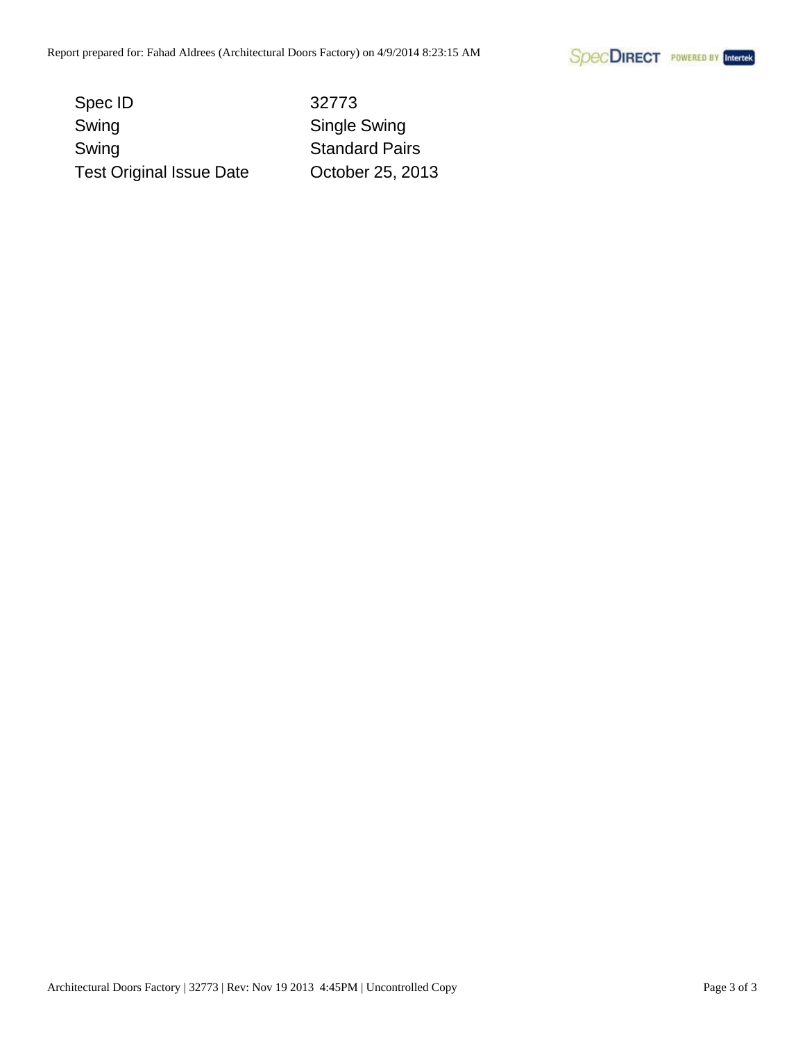| | |
|---|---|
| Spec ID | 32773 |
| Swing | Single Swing |
| Swing | Standard Pairs |
| Test Original Issue Date | October 25, 2013 |